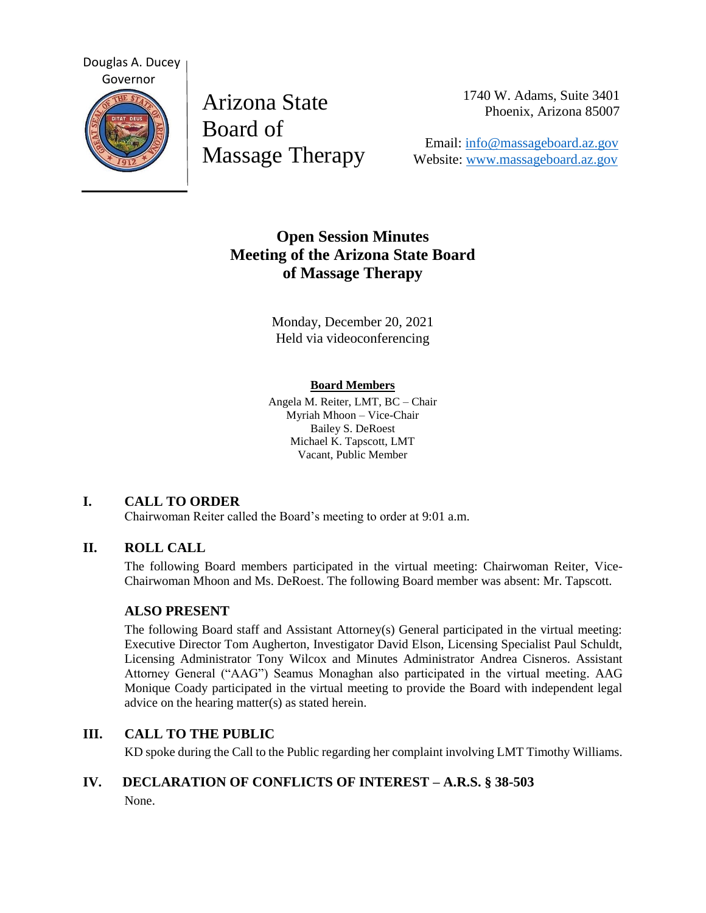Douglas A. Ducey
Governor

# Arizona State Board of Massage Therapy

1740 W. Adams, Suite 3401
Phoenix, Arizona 85007

Email: info@massageboard.az.gov
Website: www.massageboard.az.gov

## Open Session Minutes
## Meeting of the Arizona State Board of Massage Therapy

Monday, December 20, 2021
Held via videoconferencing

**Board Members**

Angela M. Reiter, LMT, BC – Chair
Myriah Mhoon – Vice-Chair
Bailey S. DeRoest
Michael K. Tapscott, LMT
Vacant, Public Member

### I. CALL TO ORDER

Chairwoman Reiter called the Board's meeting to order at 9:01 a.m.

### II. ROLL CALL

The following Board members participated in the virtual meeting: Chairwoman Reiter, Vice-Chairwoman Mhoon and Ms. DeRoest. The following Board member was absent: Mr. Tapscott.

#### ALSO PRESENT

The following Board staff and Assistant Attorney(s) General participated in the virtual meeting: Executive Director Tom Augherton, Investigator David Elson, Licensing Specialist Paul Schuldt, Licensing Administrator Tony Wilcox and Minutes Administrator Andrea Cisneros. Assistant Attorney General ("AAG") Seamus Monaghan also participated in the virtual meeting. AAG Monique Coady participated in the virtual meeting to provide the Board with independent legal advice on the hearing matter(s) as stated herein.

### III. CALL TO THE PUBLIC

KD spoke during the Call to the Public regarding her complaint involving LMT Timothy Williams.

### IV. DECLARATION OF CONFLICTS OF INTEREST – A.R.S. § 38-503

None.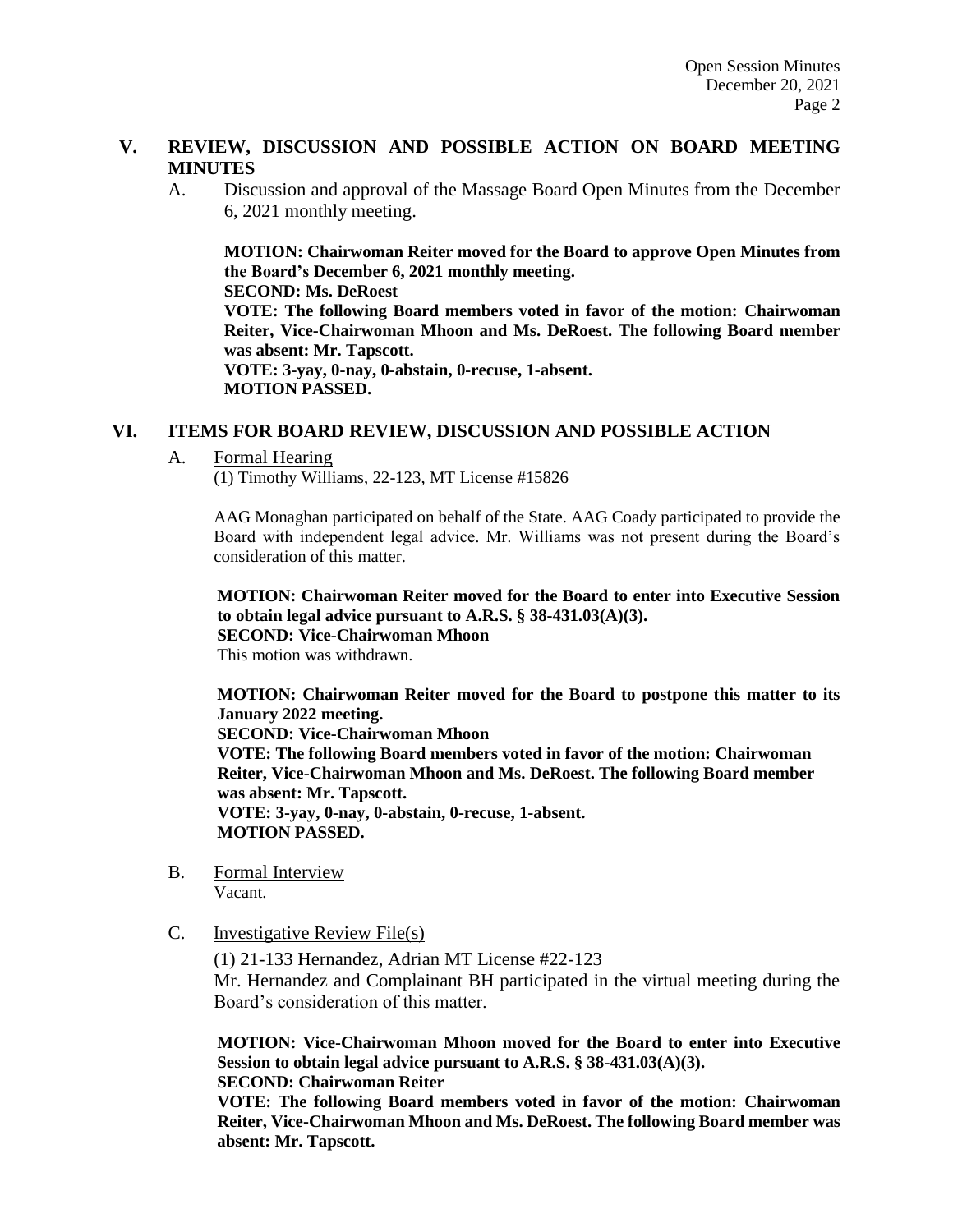## V. REVIEW, DISCUSSION AND POSSIBLE ACTION ON BOARD MEETING MINUTES

A. Discussion and approval of the Massage Board Open Minutes from the December 6, 2021 monthly meeting.

**MOTION: Chairwoman Reiter moved for the Board to approve Open Minutes from the Board's December 6, 2021 monthly meeting.**
**SECOND: Ms. DeRoest**
**VOTE: The following Board members voted in favor of the motion: Chairwoman Reiter, Vice-Chairwoman Mhoon and Ms. DeRoest. The following Board member was absent: Mr. Tapscott.**
**VOTE: 3-yay, 0-nay, 0-abstain, 0-recuse, 1-absent.**
**MOTION PASSED.**

## VI. ITEMS FOR BOARD REVIEW, DISCUSSION AND POSSIBLE ACTION

A. Formal Hearing
(1) Timothy Williams, 22-123, MT License #15826

AAG Monaghan participated on behalf of the State. AAG Coady participated to provide the Board with independent legal advice. Mr. Williams was not present during the Board's consideration of this matter.

**MOTION: Chairwoman Reiter moved for the Board to enter into Executive Session to obtain legal advice pursuant to A.R.S. § 38-431.03(A)(3).**
**SECOND: Vice-Chairwoman Mhoon**
This motion was withdrawn.

**MOTION: Chairwoman Reiter moved for the Board to postpone this matter to its January 2022 meeting.**
**SECOND: Vice-Chairwoman Mhoon**
**VOTE: The following Board members voted in favor of the motion: Chairwoman Reiter, Vice-Chairwoman Mhoon and Ms. DeRoest. The following Board member was absent: Mr. Tapscott.**
**VOTE: 3-yay, 0-nay, 0-abstain, 0-recuse, 1-absent.**
**MOTION PASSED.**

B. Formal Interview
Vacant.

C. Investigative Review File(s)

(1) 21-133 Hernandez, Adrian MT License #22-123
Mr. Hernandez and Complainant BH participated in the virtual meeting during the Board's consideration of this matter.

**MOTION: Vice-Chairwoman Mhoon moved for the Board to enter into Executive Session to obtain legal advice pursuant to A.R.S. § 38-431.03(A)(3).**
**SECOND: Chairwoman Reiter**
**VOTE: The following Board members voted in favor of the motion: Chairwoman Reiter, Vice-Chairwoman Mhoon and Ms. DeRoest. The following Board member was absent: Mr. Tapscott.**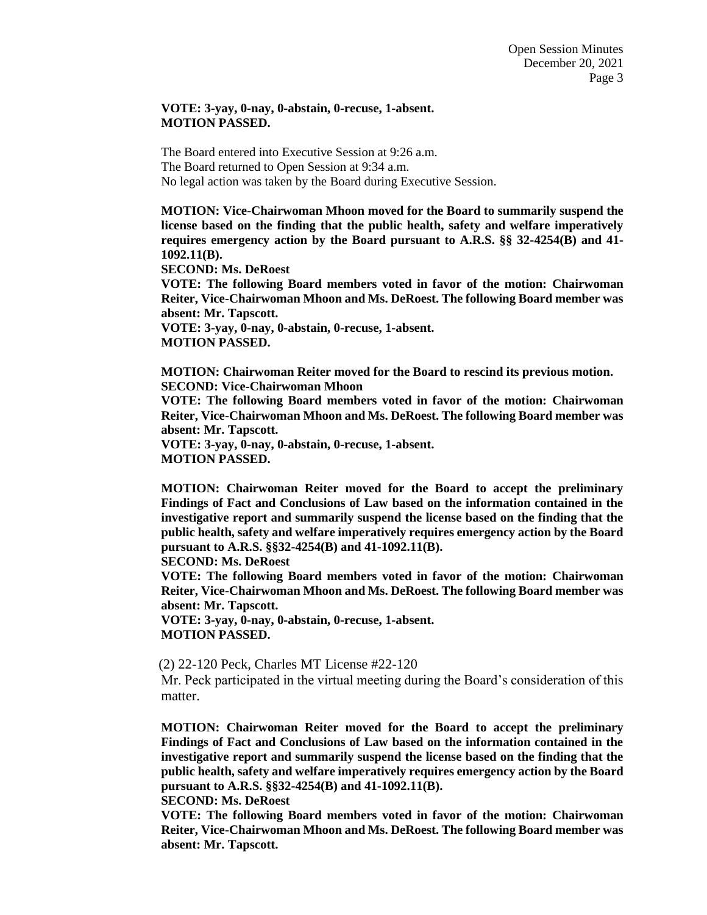**VOTE: 3-yay, 0-nay, 0-abstain, 0-recuse, 1-absent.**
**MOTION PASSED.**

The Board entered into Executive Session at 9:26 a.m.
The Board returned to Open Session at 9:34 a.m.
No legal action was taken by the Board during Executive Session.

**MOTION: Vice-Chairwoman Mhoon moved for the Board to summarily suspend the license based on the finding that the public health, safety and welfare imperatively requires emergency action by the Board pursuant to A.R.S. §§ 32-4254(B) and 41-1092.11(B).**
**SECOND: Ms. DeRoest**
**VOTE: The following Board members voted in favor of the motion: Chairwoman Reiter, Vice-Chairwoman Mhoon and Ms. DeRoest. The following Board member was absent: Mr. Tapscott.**
**VOTE: 3-yay, 0-nay, 0-abstain, 0-recuse, 1-absent.**
**MOTION PASSED.**

**MOTION: Chairwoman Reiter moved for the Board to rescind its previous motion.**
**SECOND: Vice-Chairwoman Mhoon**
**VOTE: The following Board members voted in favor of the motion: Chairwoman Reiter, Vice-Chairwoman Mhoon and Ms. DeRoest. The following Board member was absent: Mr. Tapscott.**
**VOTE: 3-yay, 0-nay, 0-abstain, 0-recuse, 1-absent.**
**MOTION PASSED.**

**MOTION: Chairwoman Reiter moved for the Board to accept the preliminary Findings of Fact and Conclusions of Law based on the information contained in the investigative report and summarily suspend the license based on the finding that the public health, safety and welfare imperatively requires emergency action by the Board pursuant to A.R.S. §§32-4254(B) and 41-1092.11(B).**
**SECOND: Ms. DeRoest**
**VOTE: The following Board members voted in favor of the motion: Chairwoman Reiter, Vice-Chairwoman Mhoon and Ms. DeRoest. The following Board member was absent: Mr. Tapscott.**
**VOTE: 3-yay, 0-nay, 0-abstain, 0-recuse, 1-absent.**
**MOTION PASSED.**

(2) 22-120 Peck, Charles MT License #22-120

Mr. Peck participated in the virtual meeting during the Board's consideration of this matter.

**MOTION: Chairwoman Reiter moved for the Board to accept the preliminary Findings of Fact and Conclusions of Law based on the information contained in the investigative report and summarily suspend the license based on the finding that the public health, safety and welfare imperatively requires emergency action by the Board pursuant to A.R.S. §§32-4254(B) and 41-1092.11(B).**
**SECOND: Ms. DeRoest**
**VOTE: The following Board members voted in favor of the motion: Chairwoman Reiter, Vice-Chairwoman Mhoon and Ms. DeRoest. The following Board member was absent: Mr. Tapscott.**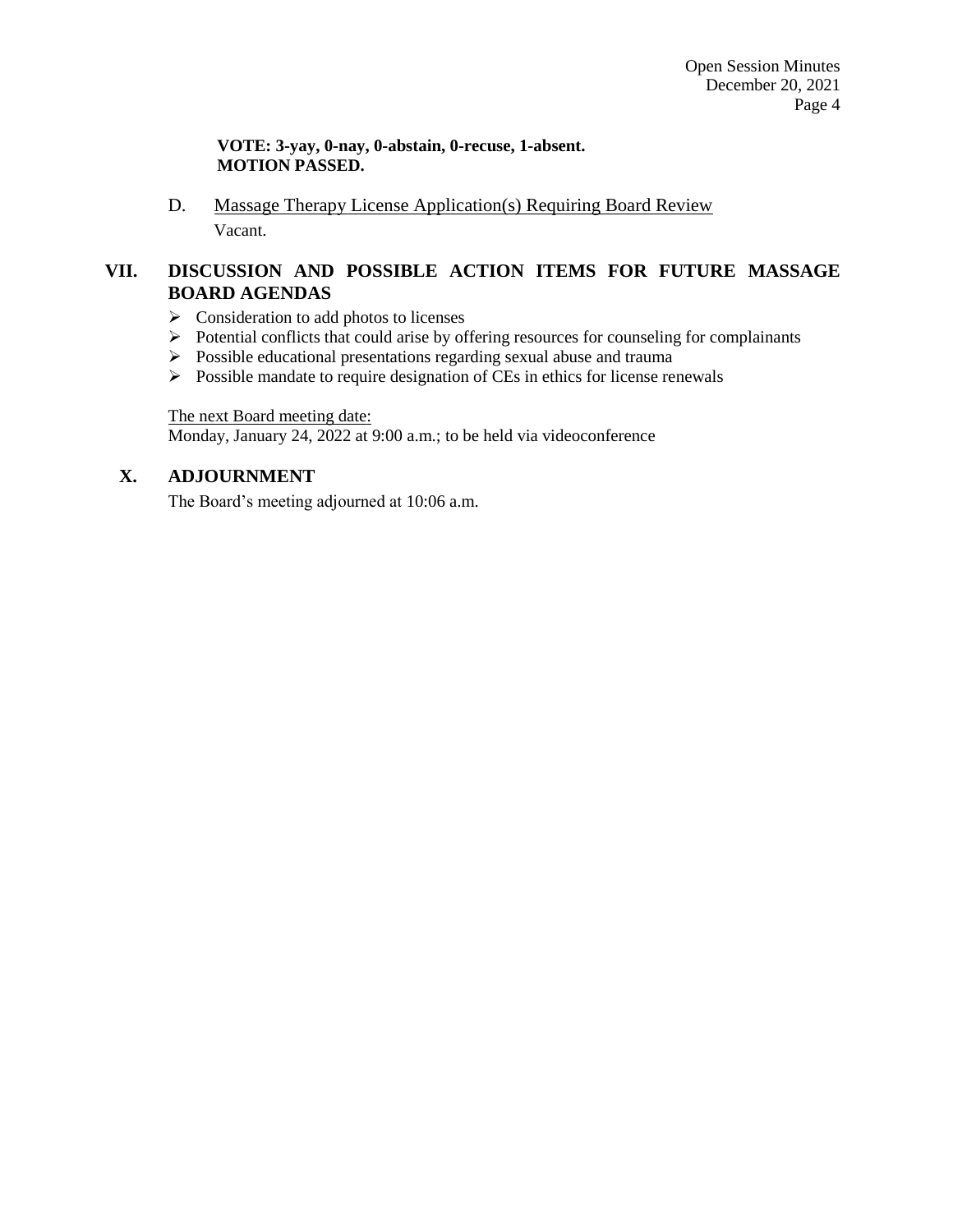**VOTE: 3-yay, 0-nay, 0-abstain, 0-recuse, 1-absent.**
**MOTION PASSED.**

D. Massage Therapy License Application(s) Requiring Board Review

Vacant.

## VII. DISCUSSION AND POSSIBLE ACTION ITEMS FOR FUTURE MASSAGE BOARD AGENDAS

- Consideration to add photos to licenses
- Potential conflicts that could arise by offering resources for counseling for complainants
- Possible educational presentations regarding sexual abuse and trauma
- Possible mandate to require designation of CEs in ethics for license renewals

The next Board meeting date:
Monday, January 24, 2022 at 9:00 a.m.; to be held via videoconference

## X. ADJOURNMENT

The Board's meeting adjourned at 10:06 a.m.